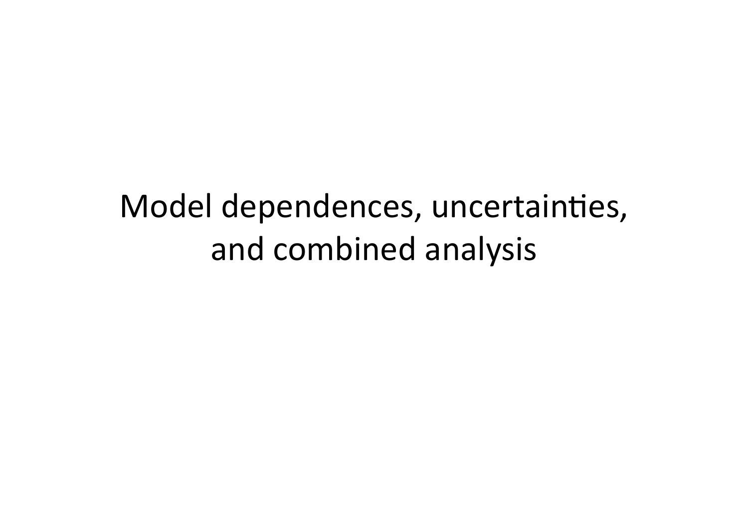# Model dependences, uncertainties, and combined analysis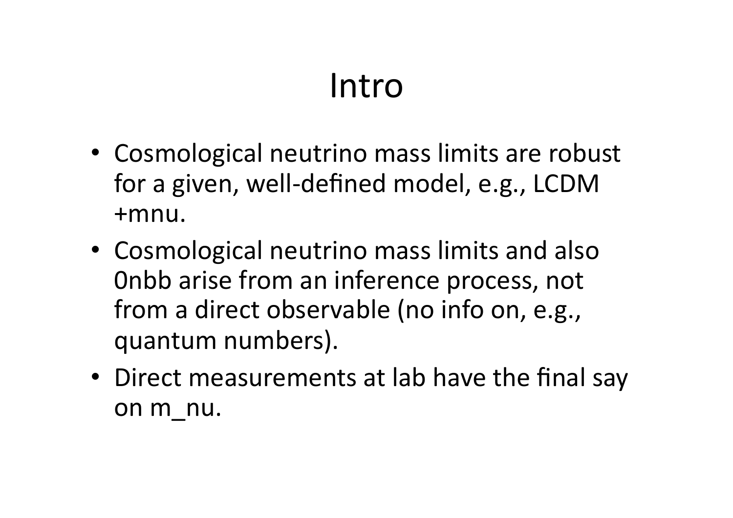# Intro

- Cosmological neutrino mass limits are robust for a given, well-defined model, e.g., LCDM +mnu.
- Cosmological neutrino mass limits and also 0nbb arise from an inference process, not from a direct observable (no info on, e.g., quantum numbers).
- Direct measurements at lab have the final say on m_nu.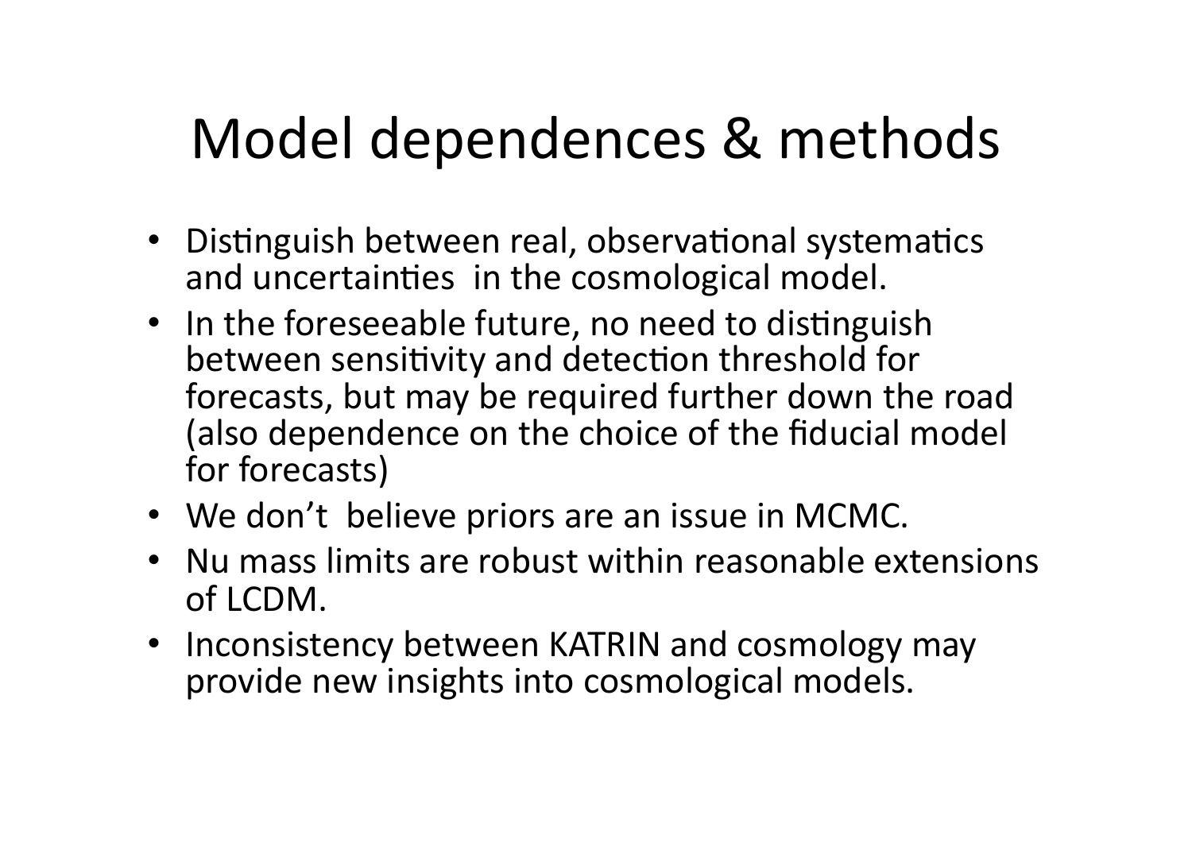# Model dependences & methods

- Distinguish between real, observational systematics and uncertainties in the cosmological model.
- In the foreseeable future, no need to distinguish between sensitivity and detection threshold for forecasts, but may be required further down the road (also dependence on the choice of the fiducial model for forecasts)
- We don't believe priors are an issue in MCMC.
- Nu mass limits are robust within reasonable extensions of LCDM.
- Inconsistency between KATRIN and cosmology may provide new insights into cosmological models.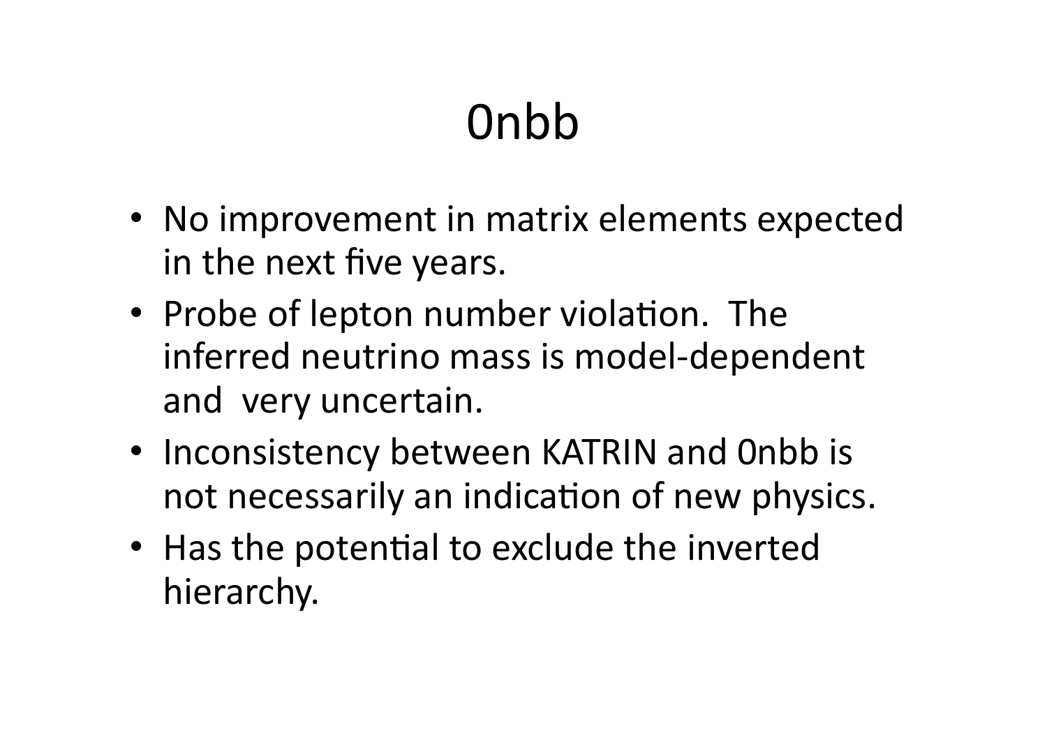# 0nbb

- No improvement in matrix elements expected in the next five years.
- Probe of lepton number violation. The inferred neutrino mass is model-dependent and very uncertain.
- Inconsistency between KATRIN and 0nbb is not necessarily an indication of new physics.
- Has the potential to exclude the inverted hierarchy.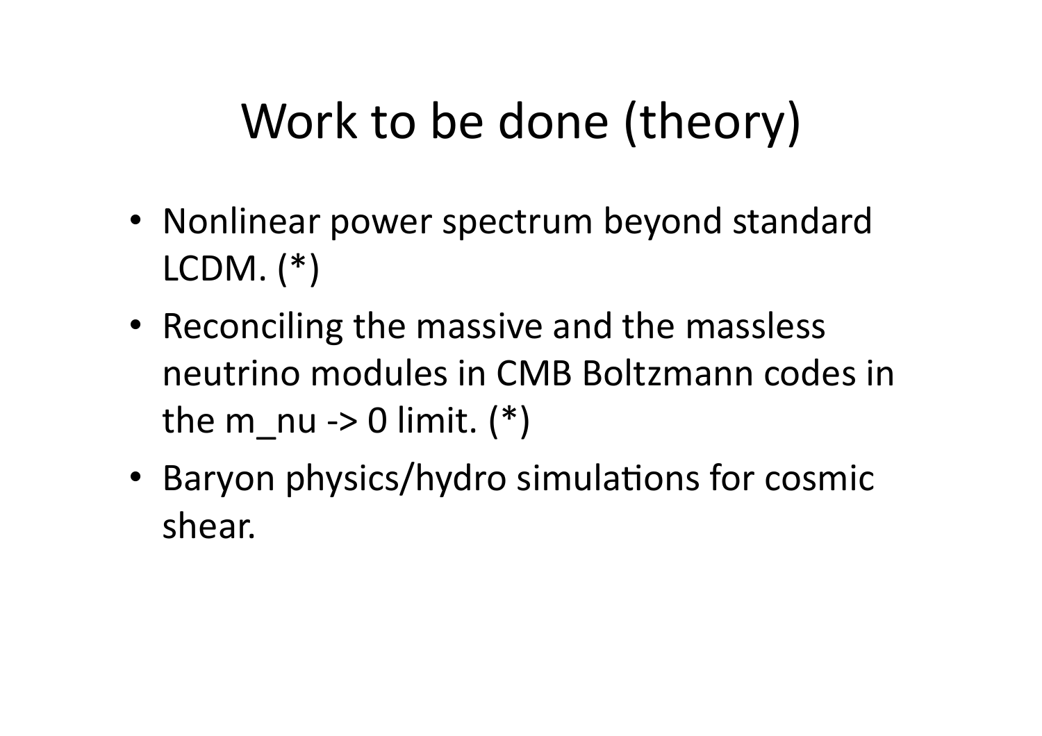# Work to be done (theory)

- Nonlinear power spectrum beyond standard LCDM. (*)
- Reconciling the massive and the massless neutrino modules in CMB Boltzmann codes in the m_nu -> 0 limit. (*)
- Baryon physics/hydro simulations for cosmic shear.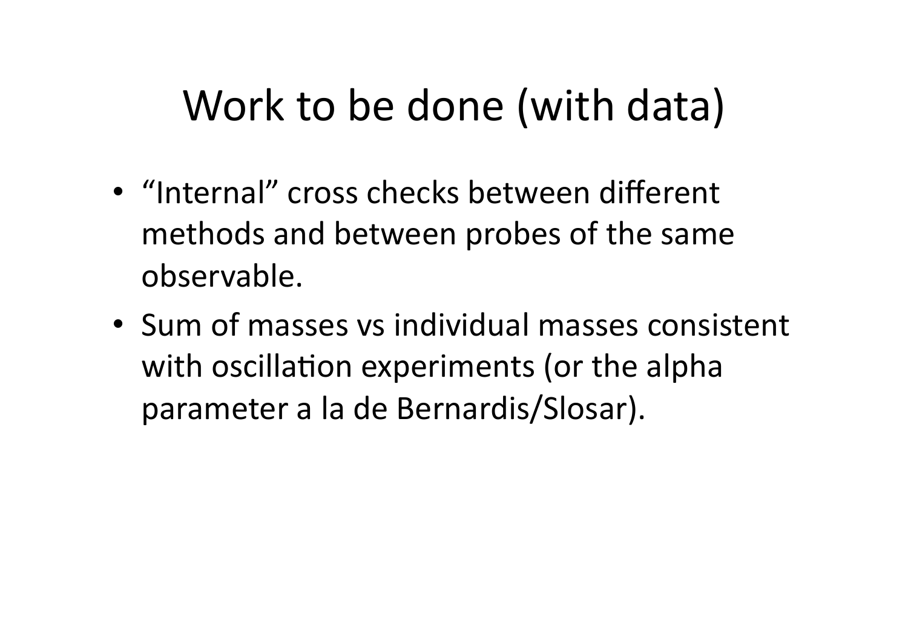# Work to be done (with data)

- “Internal” cross checks between different methods and between probes of the same observable.
- Sum of masses vs individual masses consistent with oscillation experiments (or the alpha parameter a la de Bernardis/Slosar).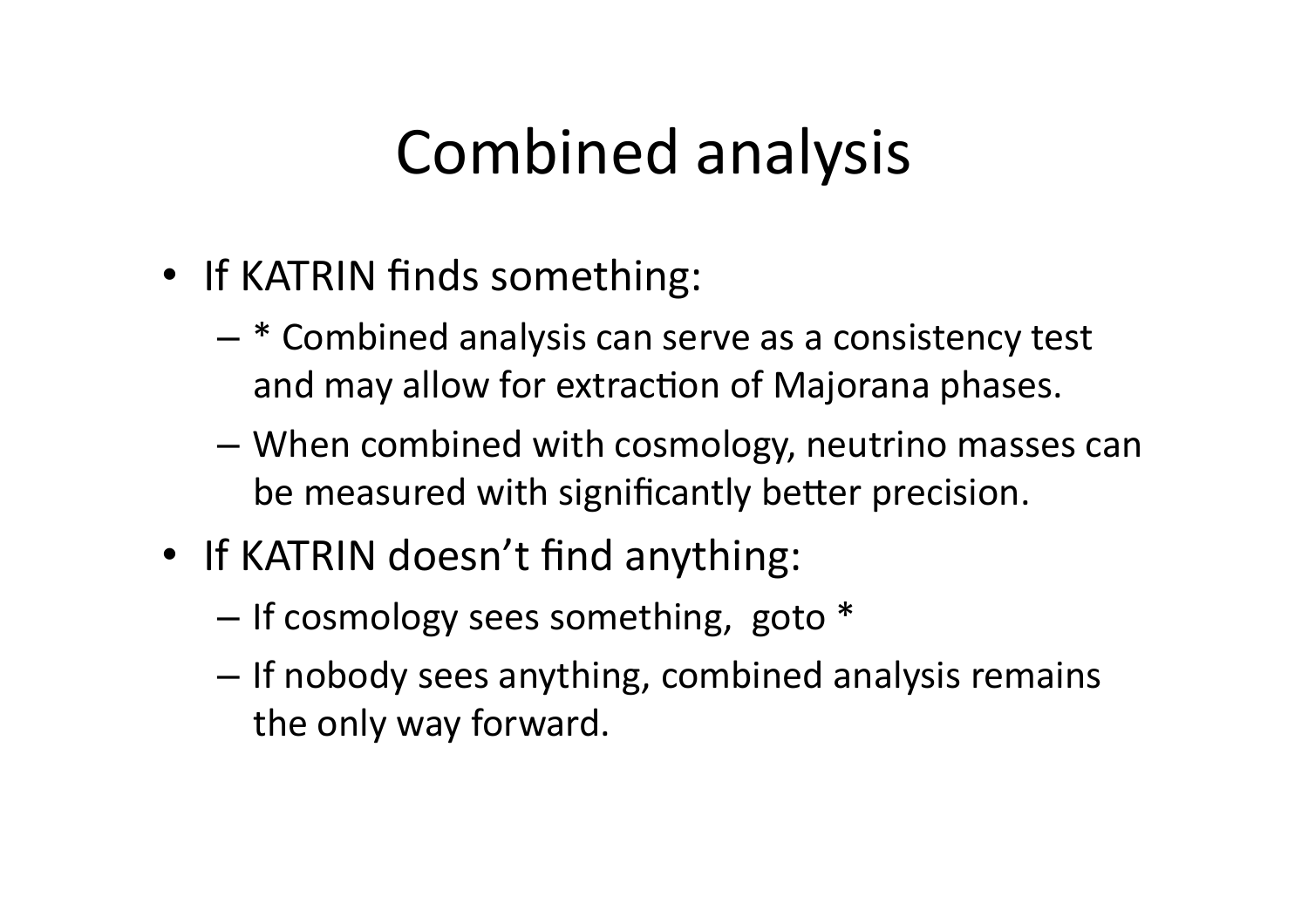# Combined analysis

- If KATRIN finds something:
  - * Combined analysis can serve as a consistency test and may allow for extraction of Majorana phases.
  - When combined with cosmology, neutrino masses can be measured with significantly better precision.
- If KATRIN doesn't find anything:
  - If cosmology sees something, goto *
  - If nobody sees anything, combined analysis remains the only way forward.